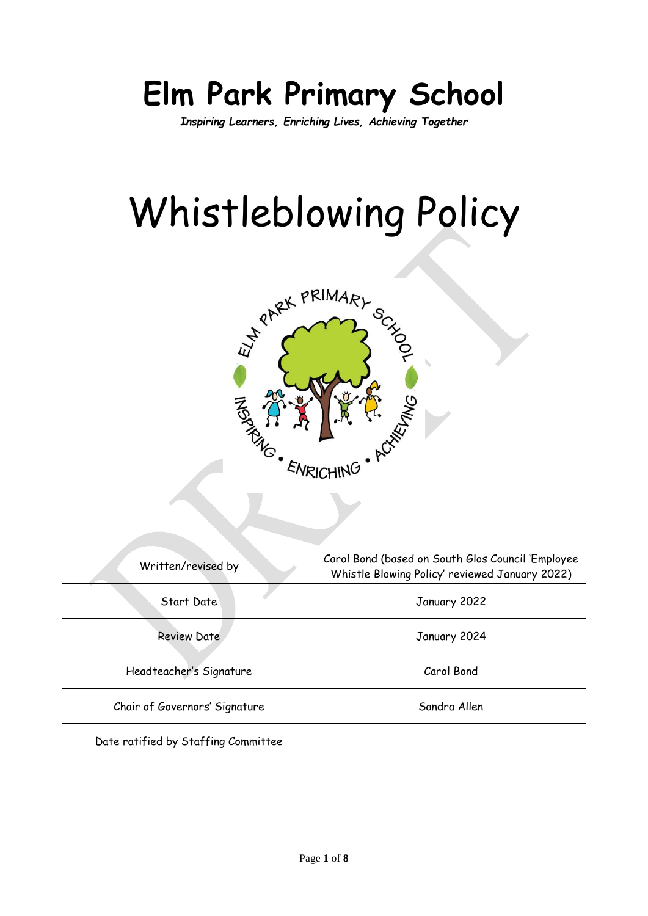# Elm Park Primary School

***Inspiring Learners, Enriching Lives, Achieving Together***

# Whistleblowing Policy

| Written/revised by | Carol Bond (based on South Glos Council 'Employee Whistle Blowing Policy' reviewed January 2022) |
|---|---|
| Start Date | January 2022 |
| Review Date | January 2024 |
| Headteacher's Signature | Carol Bond |
| Chair of Governors' Signature | Sandra Allen |
| Date ratified by Staffing Committee | |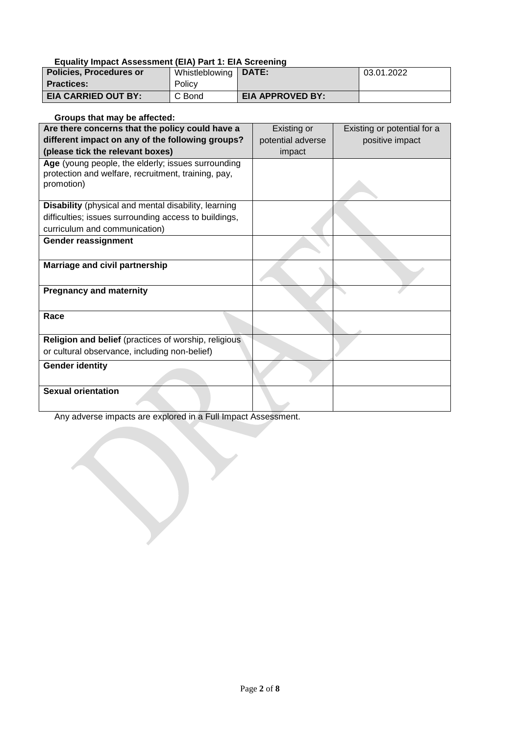**Equality Impact Assessment (EIA) Part 1: EIA Screening**

| **Policies, Procedures or Practices:** | Whistleblowing Policy | **DATE:** | 03.01.2022 |
|---|---|---|---|
| **EIA CARRIED OUT BY:** | C Bond | **EIA APPROVED BY:** | |

**Groups that may be affected:**

| **Are there concerns that the policy could have a different impact on any of the following groups? (please tick the relevant boxes)** | Existing or potential adverse impact | Existing or potential for a positive impact |
|---|---|---|
| **Age** (young people, the elderly; issues surrounding protection and welfare, recruitment, training, pay, promotion) | | |
| **Disability** (physical and mental disability, learning difficulties; issues surrounding access to buildings, curriculum and communication) | | |
| **Gender reassignment** | | |
| **Marriage and civil partnership** | | |
| **Pregnancy and maternity** | | |
| **Race** | | |
| **Religion and belief** (practices of worship, religious or cultural observance, including non-belief) | | |
| **Gender identity** | | |
| **Sexual orientation** | | |

Any adverse impacts are explored in a Full Impact Assessment.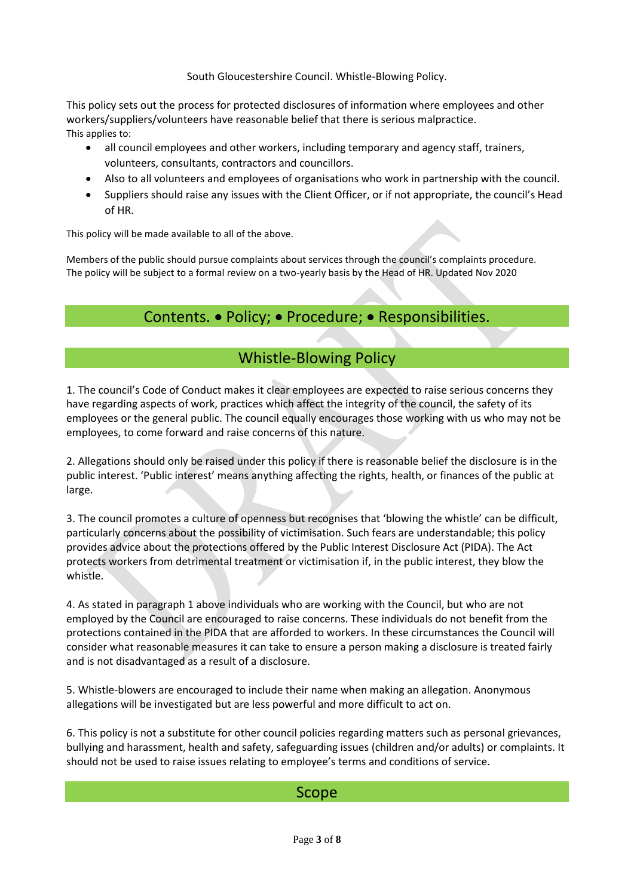South Gloucestershire Council. Whistle-Blowing Policy.

This policy sets out the process for protected disclosures of information where employees and other workers/suppliers/volunteers have reasonable belief that there is serious malpractice.
This applies to:

- all council employees and other workers, including temporary and agency staff, trainers, volunteers, consultants, contractors and councillors.
- Also to all volunteers and employees of organisations who work in partnership with the council.
- Suppliers should raise any issues with the Client Officer, or if not appropriate, the council's Head of HR.

This policy will be made available to all of the above.

Members of the public should pursue complaints about services through the council's complaints procedure.
The policy will be subject to a formal review on a two-yearly basis by the Head of HR. Updated Nov 2020

## Contents. • Policy; • Procedure; • Responsibilities.

## Whistle-Blowing Policy

1. The council's Code of Conduct makes it clear employees are expected to raise serious concerns they have regarding aspects of work, practices which affect the integrity of the council, the safety of its employees or the general public. The council equally encourages those working with us who may not be employees, to come forward and raise concerns of this nature.

2. Allegations should only be raised under this policy if there is reasonable belief the disclosure is in the public interest. 'Public interest' means anything affecting the rights, health, or finances of the public at large.

3. The council promotes a culture of openness but recognises that 'blowing the whistle' can be difficult, particularly concerns about the possibility of victimisation. Such fears are understandable; this policy provides advice about the protections offered by the Public Interest Disclosure Act (PIDA). The Act protects workers from detrimental treatment or victimisation if, in the public interest, they blow the whistle.

4. As stated in paragraph 1 above individuals who are working with the Council, but who are not employed by the Council are encouraged to raise concerns. These individuals do not benefit from the protections contained in the PIDA that are afforded to workers. In these circumstances the Council will consider what reasonable measures it can take to ensure a person making a disclosure is treated fairly and is not disadvantaged as a result of a disclosure.

5. Whistle-blowers are encouraged to include their name when making an allegation. Anonymous allegations will be investigated but are less powerful and more difficult to act on.

6. This policy is not a substitute for other council policies regarding matters such as personal grievances, bullying and harassment, health and safety, safeguarding issues (children and/or adults) or complaints. It should not be used to raise issues relating to employee's terms and conditions of service.

## Scope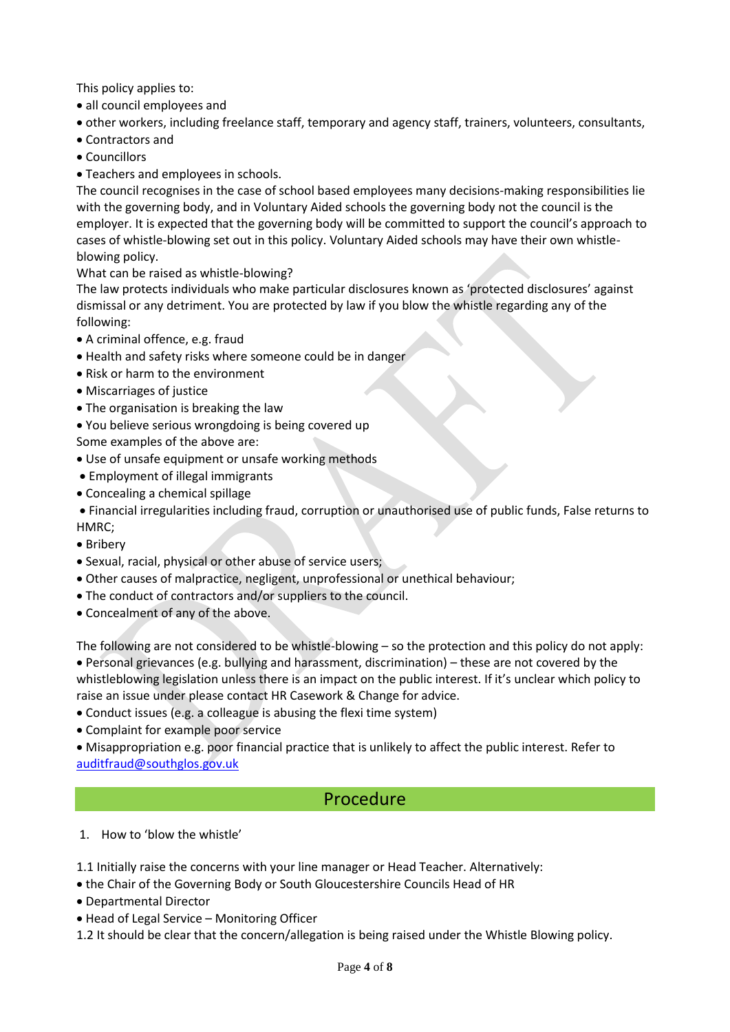This policy applies to:

- all council employees and
- other workers, including freelance staff, temporary and agency staff, trainers, volunteers, consultants,
- Contractors and
- Councillors
- Teachers and employees in schools.

The council recognises in the case of school based employees many decisions-making responsibilities lie with the governing body, and in Voluntary Aided schools the governing body not the council is the employer. It is expected that the governing body will be committed to support the council's approach to cases of whistle-blowing set out in this policy. Voluntary Aided schools may have their own whistle-blowing policy.

What can be raised as whistle-blowing?

The law protects individuals who make particular disclosures known as 'protected disclosures' against dismissal or any detriment. You are protected by law if you blow the whistle regarding any of the following:

- A criminal offence, e.g. fraud
- Health and safety risks where someone could be in danger
- Risk or harm to the environment
- Miscarriages of justice
- The organisation is breaking the law
- You believe serious wrongdoing is being covered up

Some examples of the above are:

- Use of unsafe equipment or unsafe working methods
- Employment of illegal immigrants
- Concealing a chemical spillage
- Financial irregularities including fraud, corruption or unauthorised use of public funds, False returns to HMRC;
- Bribery
- Sexual, racial, physical or other abuse of service users;
- Other causes of malpractice, negligent, unprofessional or unethical behaviour;
- The conduct of contractors and/or suppliers to the council.
- Concealment of any of the above.

The following are not considered to be whistle-blowing – so the protection and this policy do not apply:

- Personal grievances (e.g. bullying and harassment, discrimination) – these are not covered by the whistleblowing legislation unless there is an impact on the public interest. If it's unclear which policy to raise an issue under please contact HR Casework & Change for advice.
- Conduct issues (e.g. a colleague is abusing the flexi time system)
- Complaint for example poor service
- Misappropriation e.g. poor financial practice that is unlikely to affect the public interest. Refer to auditfraud@southglos.gov.uk

## Procedure

1. How to 'blow the whistle'

1.1 Initially raise the concerns with your line manager or Head Teacher. Alternatively:

- the Chair of the Governing Body or South Gloucestershire Councils Head of HR
- Departmental Director
- Head of Legal Service – Monitoring Officer

1.2 It should be clear that the concern/allegation is being raised under the Whistle Blowing policy.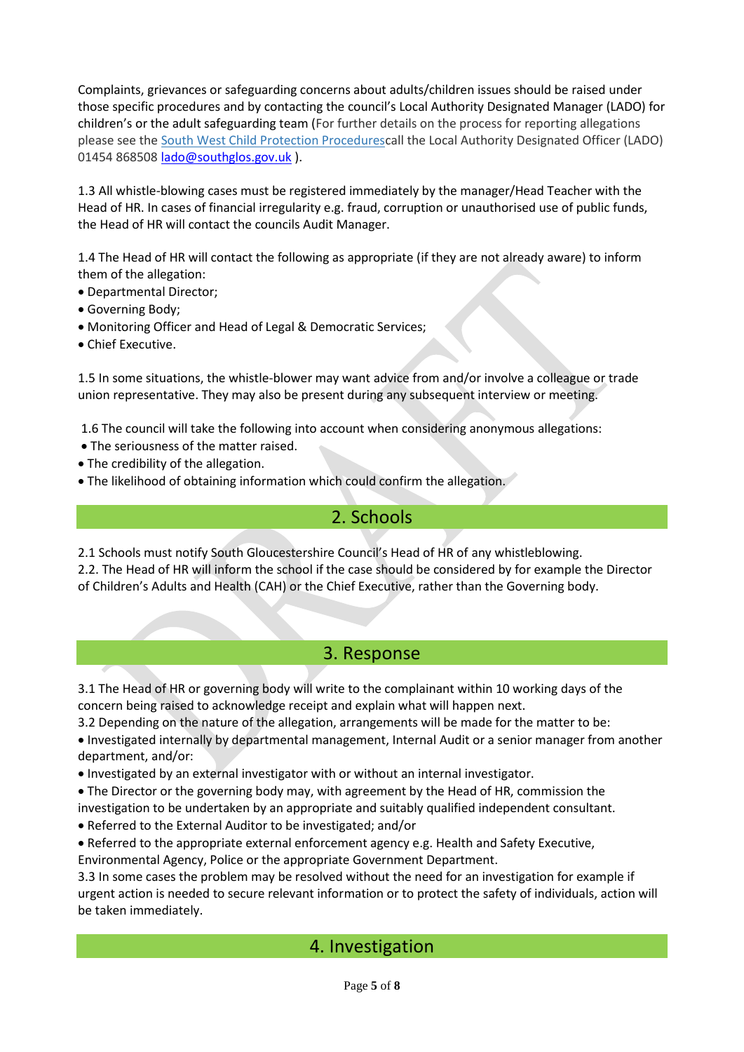Complaints, grievances or safeguarding concerns about adults/children issues should be raised under those specific procedures and by contacting the council's Local Authority Designated Manager (LADO) for children's or the adult safeguarding team (For further details on the process for reporting allegations please see the [South West Child Protection Procedures](#)call the Local Authority Designated Officer (LADO) 01454 868508 [lado@southglos.gov.uk](mailto:lado@southglos.gov.uk) ).

1.3 All whistle-blowing cases must be registered immediately by the manager/Head Teacher with the Head of HR. In cases of financial irregularity e.g. fraud, corruption or unauthorised use of public funds, the Head of HR will contact the councils Audit Manager.

1.4 The Head of HR will contact the following as appropriate (if they are not already aware) to inform them of the allegation:

- Departmental Director;
- Governing Body;
- Monitoring Officer and Head of Legal & Democratic Services;
- Chief Executive.

1.5 In some situations, the whistle-blower may want advice from and/or involve a colleague or trade union representative. They may also be present during any subsequent interview or meeting.

1.6 The council will take the following into account when considering anonymous allegations:

- The seriousness of the matter raised.
- The credibility of the allegation.
- The likelihood of obtaining information which could confirm the allegation.

## 2. Schools

2.1 Schools must notify South Gloucestershire Council's Head of HR of any whistleblowing.
2.2. The Head of HR will inform the school if the case should be considered by for example the Director of Children's Adults and Health (CAH) or the Chief Executive, rather than the Governing body.

## 3. Response

3.1 The Head of HR or governing body will write to the complainant within 10 working days of the concern being raised to acknowledge receipt and explain what will happen next.
3.2 Depending on the nature of the allegation, arrangements will be made for the matter to be:

- Investigated internally by departmental management, Internal Audit or a senior manager from another department, and/or:
- Investigated by an external investigator with or without an internal investigator.
- The Director or the governing body may, with agreement by the Head of HR, commission the investigation to be undertaken by an appropriate and suitably qualified independent consultant.
- Referred to the External Auditor to be investigated; and/or
- Referred to the appropriate external enforcement agency e.g. Health and Safety Executive, Environmental Agency, Police or the appropriate Government Department.

3.3 In some cases the problem may be resolved without the need for an investigation for example if urgent action is needed to secure relevant information or to protect the safety of individuals, action will be taken immediately.

## 4. Investigation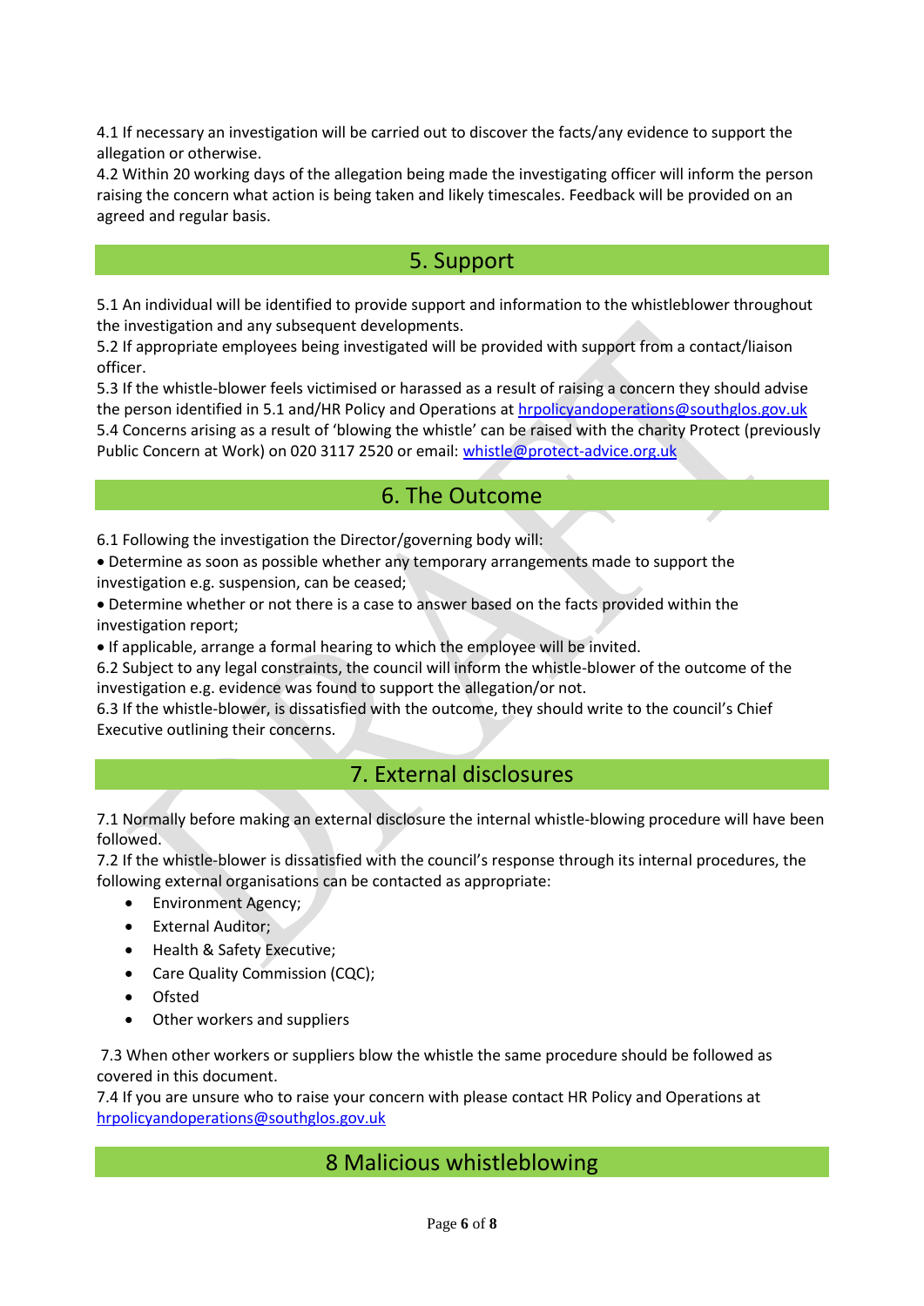4.1 If necessary an investigation will be carried out to discover the facts/any evidence to support the allegation or otherwise.
4.2 Within 20 working days of the allegation being made the investigating officer will inform the person raising the concern what action is being taken and likely timescales. Feedback will be provided on an agreed and regular basis.

## 5. Support

5.1 An individual will be identified to provide support and information to the whistleblower throughout the investigation and any subsequent developments.
5.2 If appropriate employees being investigated will be provided with support from a contact/liaison officer.
5.3 If the whistle-blower feels victimised or harassed as a result of raising a concern they should advise the person identified in 5.1 and/HR Policy and Operations at hrpolicyandoperations@southglos.gov.uk
5.4 Concerns arising as a result of 'blowing the whistle' can be raised with the charity Protect (previously Public Concern at Work) on 020 3117 2520 or email: whistle@protect-advice.org.uk

## 6. The Outcome

6.1 Following the investigation the Director/governing body will:

- Determine as soon as possible whether any temporary arrangements made to support the investigation e.g. suspension, can be ceased;
- Determine whether or not there is a case to answer based on the facts provided within the investigation report;
- If applicable, arrange a formal hearing to which the employee will be invited.

6.2 Subject to any legal constraints, the council will inform the whistle-blower of the outcome of the investigation e.g. evidence was found to support the allegation/or not.
6.3 If the whistle-blower, is dissatisfied with the outcome, they should write to the council's Chief Executive outlining their concerns.

## 7. External disclosures

7.1 Normally before making an external disclosure the internal whistle-blowing procedure will have been followed.
7.2 If the whistle-blower is dissatisfied with the council's response through its internal procedures, the following external organisations can be contacted as appropriate:

- Environment Agency;
- External Auditor;
- Health & Safety Executive;
- Care Quality Commission (CQC);
- Ofsted
- Other workers and suppliers

7.3 When other workers or suppliers blow the whistle the same procedure should be followed as covered in this document.
7.4 If you are unsure who to raise your concern with please contact HR Policy and Operations at hrpolicyandoperations@southglos.gov.uk

## 8 Malicious whistleblowing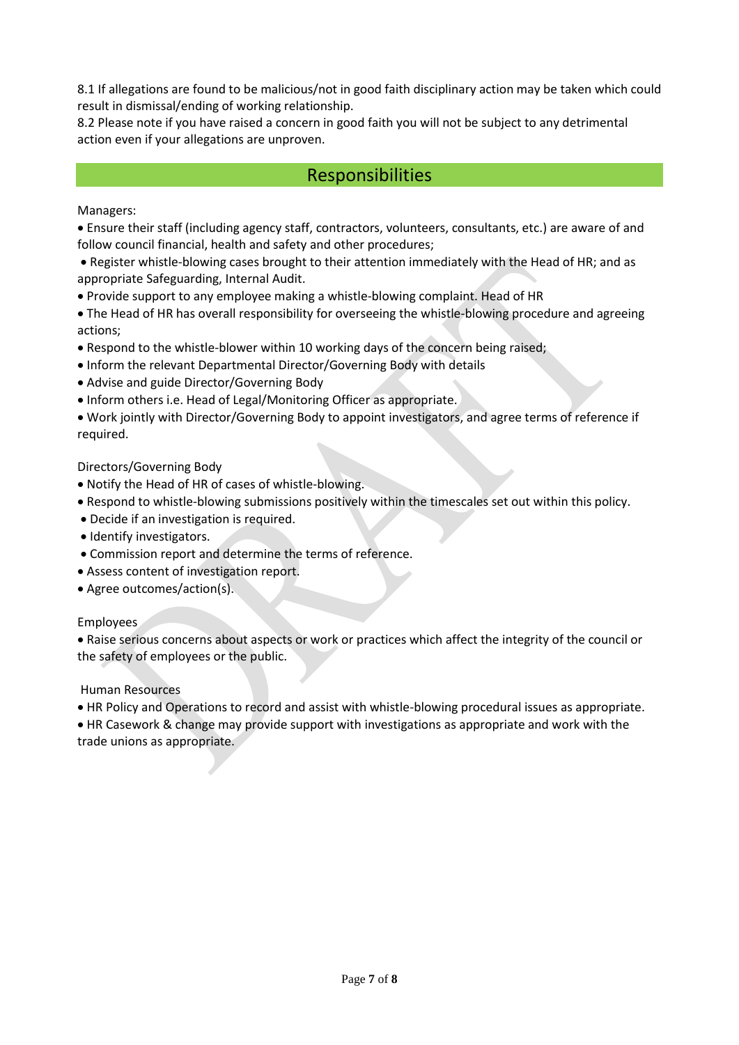8.1 If allegations are found to be malicious/not in good faith disciplinary action may be taken which could result in dismissal/ending of working relationship.
8.2 Please note if you have raised a concern in good faith you will not be subject to any detrimental action even if your allegations are unproven.

## Responsibilities

Managers:

- Ensure their staff (including agency staff, contractors, volunteers, consultants, etc.) are aware of and follow council financial, health and safety and other procedures;
- Register whistle-blowing cases brought to their attention immediately with the Head of HR; and as appropriate Safeguarding, Internal Audit.
- Provide support to any employee making a whistle-blowing complaint. Head of HR
- The Head of HR has overall responsibility for overseeing the whistle-blowing procedure and agreeing actions;
- Respond to the whistle-blower within 10 working days of the concern being raised;
- Inform the relevant Departmental Director/Governing Body with details
- Advise and guide Director/Governing Body
- Inform others i.e. Head of Legal/Monitoring Officer as appropriate.
- Work jointly with Director/Governing Body to appoint investigators, and agree terms of reference if required.

Directors/Governing Body

- Notify the Head of HR of cases of whistle-blowing.
- Respond to whistle-blowing submissions positively within the timescales set out within this policy.
- Decide if an investigation is required.
- Identify investigators.
- Commission report and determine the terms of reference.
- Assess content of investigation report.
- Agree outcomes/action(s).

Employees

- Raise serious concerns about aspects or work or practices which affect the integrity of the council or the safety of employees or the public.

Human Resources

- HR Policy and Operations to record and assist with whistle-blowing procedural issues as appropriate.
- HR Casework & change may provide support with investigations as appropriate and work with the trade unions as appropriate.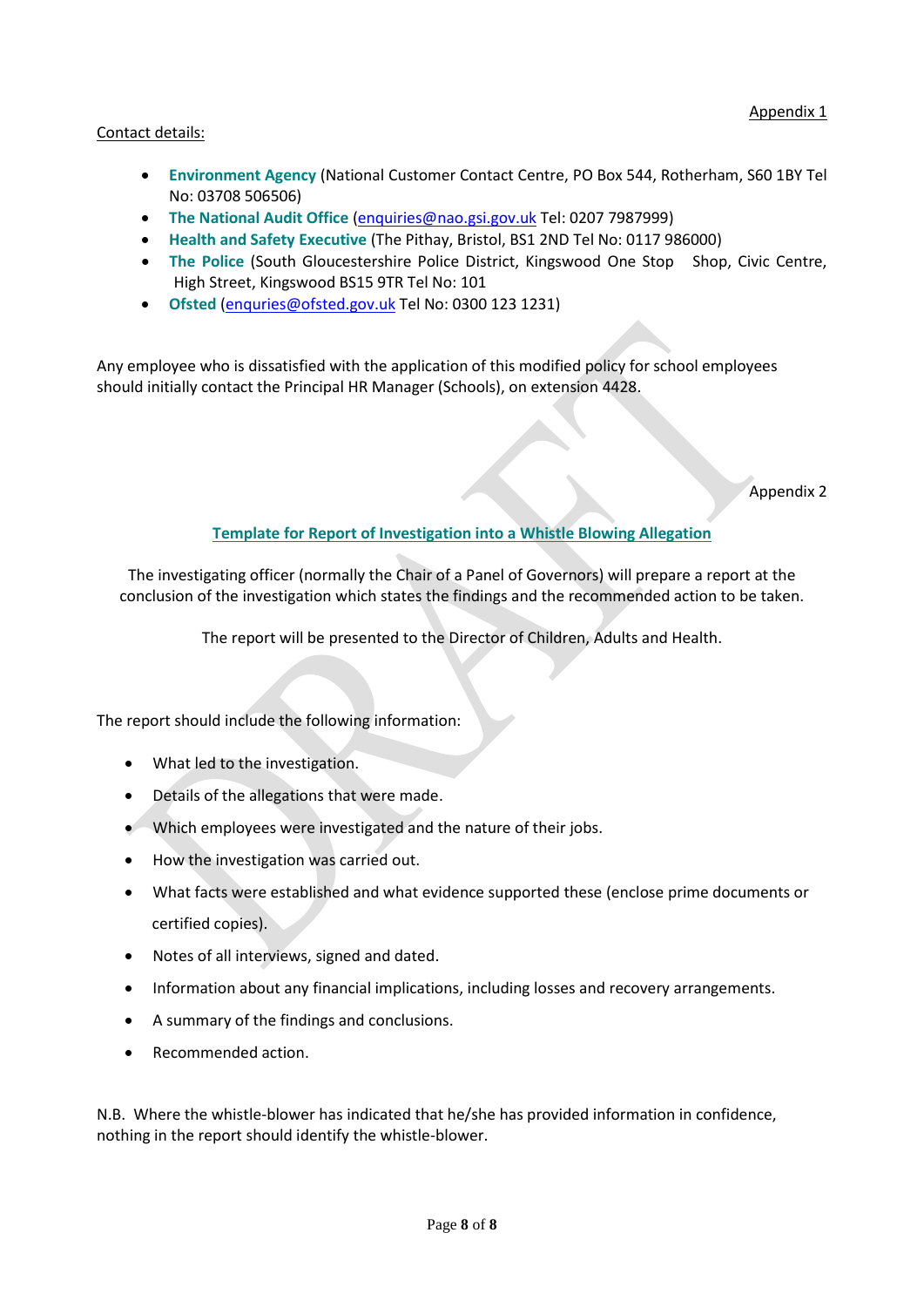Appendix 1

Contact details:

- **Environment Agency** (National Customer Contact Centre, PO Box 544, Rotherham, S60 1BY Tel No: 03708 506506)
- **The National Audit Office** (enquiries@nao.gsi.gov.uk Tel: 0207 7987999)
- **Health and Safety Executive** (The Pithay, Bristol, BS1 2ND Tel No: 0117 986000)
- **The Police** (South Gloucestershire Police District, Kingswood One Stop Shop, Civic Centre, High Street, Kingswood BS15 9TR Tel No: 101
- **Ofsted** (enquries@ofsted.gov.uk Tel No: 0300 123 1231)

Any employee who is dissatisfied with the application of this modified policy for school employees should initially contact the Principal HR Manager (Schools), on extension 4428.

Appendix 2

## Template for Report of Investigation into a Whistle Blowing Allegation

The investigating officer (normally the Chair of a Panel of Governors) will prepare a report at the conclusion of the investigation which states the findings and the recommended action to be taken.

The report will be presented to the Director of Children, Adults and Health.

The report should include the following information:

- What led to the investigation.
- Details of the allegations that were made.
- Which employees were investigated and the nature of their jobs.
- How the investigation was carried out.
- What facts were established and what evidence supported these (enclose prime documents or certified copies).
- Notes of all interviews, signed and dated.
- Information about any financial implications, including losses and recovery arrangements.
- A summary of the findings and conclusions.
- Recommended action.

N.B. Where the whistle-blower has indicated that he/she has provided information in confidence, nothing in the report should identify the whistle-blower.